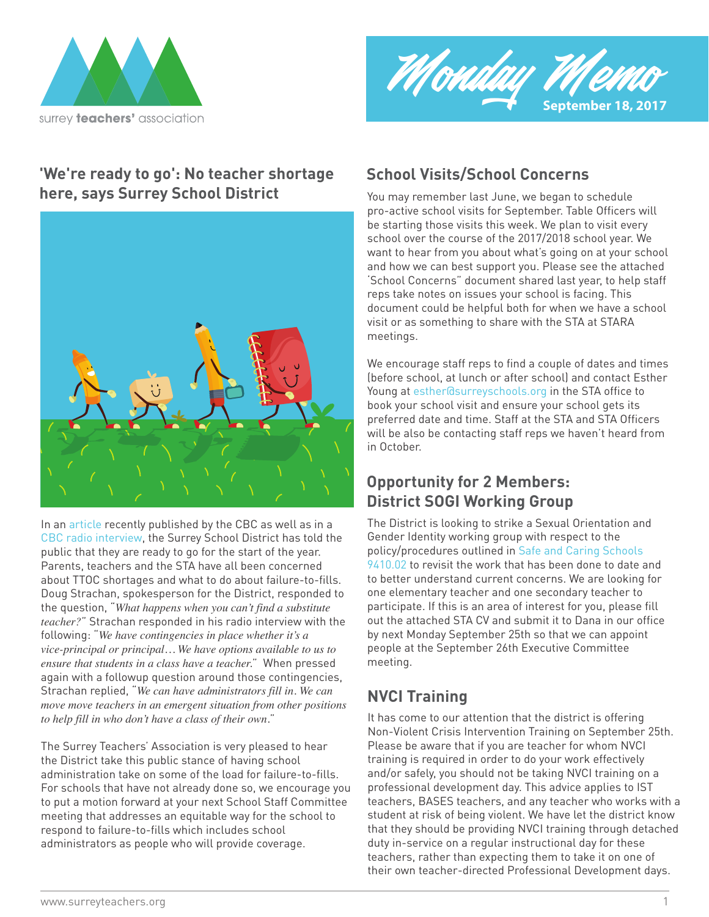surrey **teachers'** association

# Monday Memo

**September 18, 2017**

## 'We're ready to go': No teacher shortage here, says Surrey School District

In an article recently published by the CBC as well as in a CBC radio interview, the Surrey School District has told the public that they are ready to go for the start of the year. Parents, teachers and the STA have all been concerned about TTOC shortages and what to do about failure-to-fills. Doug Strachan, spokesperson for the District, responded to the question, "*What happens when you can't find a substitute teacher?*" Strachan responded in his radio interview with the following: "*We have contingencies in place whether it's a vice-principal or principal… We have options available to us to ensure that students in a class have a teacher.*" When pressed again with a followup question around those contingencies, Strachan replied, "*We can have administrators fill in. We can move move teachers in an emergent situation from other positions to help fill in who don't have a class of their own.*"

The Surrey Teachers' Association is very pleased to hear the District take this public stance of having school administration take on some of the load for failure-to-fills. For schools that have not already done so, we encourage you to put a motion forward at your next School Staff Committee meeting that addresses an equitable way for the school to respond to failure-to-fills which includes school administrators as people who will provide coverage.

## School Visits/School Concerns

You may remember last June, we began to schedule pro-active school visits for September. Table Officers will be starting those visits this week. We plan to visit every school over the course of the 2017/2018 school year. We want to hear from you about what's going on at your school and how we can best support you. Please see the attached 'School Concerns" document shared last year, to help staff reps take notes on issues your school is facing. This document could be helpful both for when we have a school visit or as something to share with the STA at STARA meetings.

We encourage staff reps to find a couple of dates and times (before school, at lunch or after school) and contact Esther Young at esther@surreyschools.org in the STA office to book your school visit and ensure your school gets its preferred date and time. Staff at the STA and STA Officers will be also be contacting staff reps we haven't heard from in October.

## Opportunity for 2 Members: District SOGI Working Group

The District is looking to strike a Sexual Orientation and Gender Identity working group with respect to the policy/procedures outlined in Safe and Caring Schools 9410.02 to revisit the work that has been done to date and to better understand current concerns. We are looking for one elementary teacher and one secondary teacher to participate. If this is an area of interest for you, please fill out the attached STA CV and submit it to Dana in our office by next Monday September 25th so that we can appoint people at the September 26th Executive Committee meeting.

## NVCI Training

It has come to our attention that the district is offering Non-Violent Crisis Intervention Training on September 25th. Please be aware that if you are teacher for whom NVCI training is required in order to do your work effectively and/or safely, you should not be taking NVCI training on a professional development day. This advice applies to IST teachers, BASES teachers, and any teacher who works with a student at risk of being violent. We have let the district know that they should be providing NVCI training through detached duty in-service on a regular instructional day for these teachers, rather than expecting them to take it on one of their own teacher-directed Professional Development days.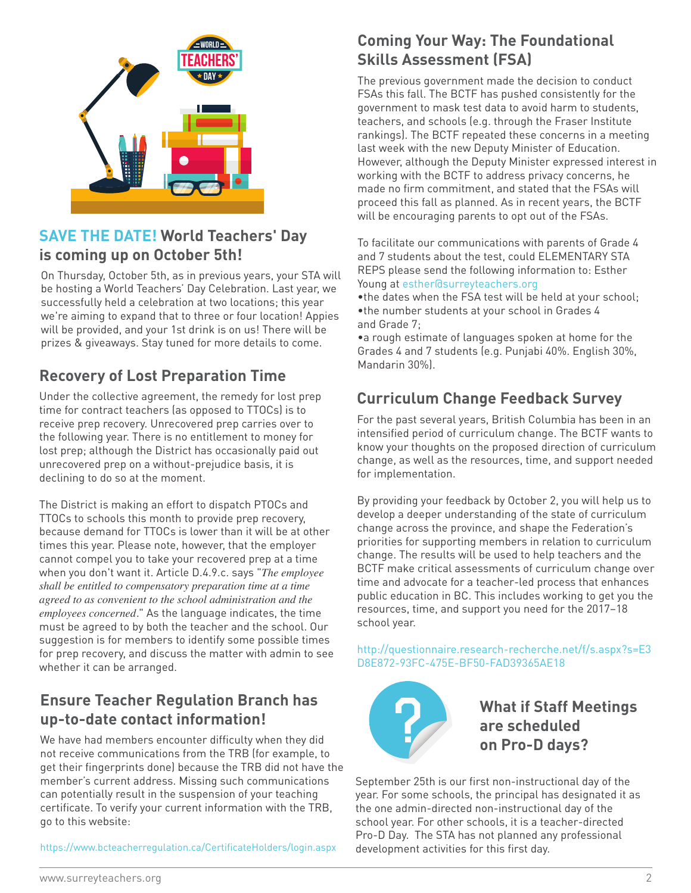## SAVE THE DATE! World Teachers' Day is coming up on October 5th!

On Thursday, October 5th, as in previous years, your STA will be hosting a World Teachers' Day Celebration. Last year, we successfully held a celebration at two locations; this year we're aiming to expand that to three or four location! Appies will be provided, and your 1st drink is on us! There will be prizes & giveaways. Stay tuned for more details to come.

## Recovery of Lost Preparation Time

Under the collective agreement, the remedy for lost prep time for contract teachers (as opposed to TTOCs) is to receive prep recovery. Unrecovered prep carries over to the following year. There is no entitlement to money for lost prep; although the District has occasionally paid out unrecovered prep on a without-prejudice basis, it is declining to do so at the moment.

The District is making an effort to dispatch PTOCs and TTOCs to schools this month to provide prep recovery, because demand for TTOCs is lower than it will be at other times this year. Please note, however, that the employer cannot compel you to take your recovered prep at a time when you don't want it. Article D.4.9.c. says "*The employee shall be entitled to compensatory preparation time at a time agreed to as convenient to the school administration and the employees concerned*." As the language indicates, the time must be agreed to by both the teacher and the school. Our suggestion is for members to identify some possible times for prep recovery, and discuss the matter with admin to see whether it can be arranged.

## Ensure Teacher Regulation Branch has up-to-date contact information!

We have had members encounter difficulty when they did not receive communications from the TRB (for example, to get their fingerprints done) because the TRB did not have the member's current address. Missing such communications can potentially result in the suspension of your teaching certificate. To verify your current information with the TRB, go to this website:

https://www.bcteacherregulation.ca/CertificateHolders/login.aspx

## Coming Your Way: The Foundational Skills Assessment (FSA)

The previous government made the decision to conduct FSAs this fall. The BCTF has pushed consistently for the government to mask test data to avoid harm to students, teachers, and schools (e.g. through the Fraser Institute rankings). The BCTF repeated these concerns in a meeting last week with the new Deputy Minister of Education. However, although the Deputy Minister expressed interest in working with the BCTF to address privacy concerns, he made no firm commitment, and stated that the FSAs will proceed this fall as planned. As in recent years, the BCTF will be encouraging parents to opt out of the FSAs.

To facilitate our communications with parents of Grade 4 and 7 students about the test, could ELEMENTARY STA REPS please send the following information to: Esther Young at esther@surreyteachers.org

- the dates when the FSA test will be held at your school;
- the number students at your school in Grades 4 and Grade 7;
- a rough estimate of languages spoken at home for the Grades 4 and 7 students (e.g. Punjabi 40%. English 30%, Mandarin 30%).

## Curriculum Change Feedback Survey

For the past several years, British Columbia has been in an intensified period of curriculum change. The BCTF wants to know your thoughts on the proposed direction of curriculum change, as well as the resources, time, and support needed for implementation.

By providing your feedback by October 2, you will help us to develop a deeper understanding of the state of curriculum change across the province, and shape the Federation's priorities for supporting members in relation to curriculum change. The results will be used to help teachers and the BCTF make critical assessments of curriculum change over time and advocate for a teacher-led process that enhances public education in BC. This includes working to get you the resources, time, and support you need for the 2017–18 school year.

http://questionnaire.research-recherche.net/f/s.aspx?s=E3D8E872-93FC-475E-BF50-FAD39365AE18

## What if Staff Meetings are scheduled on Pro-D days?

September 25th is our first non-instructional day of the year. For some schools, the principal has designated it as the one admin-directed non-instructional day of the school year. For other schools, it is a teacher-directed Pro-D Day. The STA has not planned any professional development activities for this first day.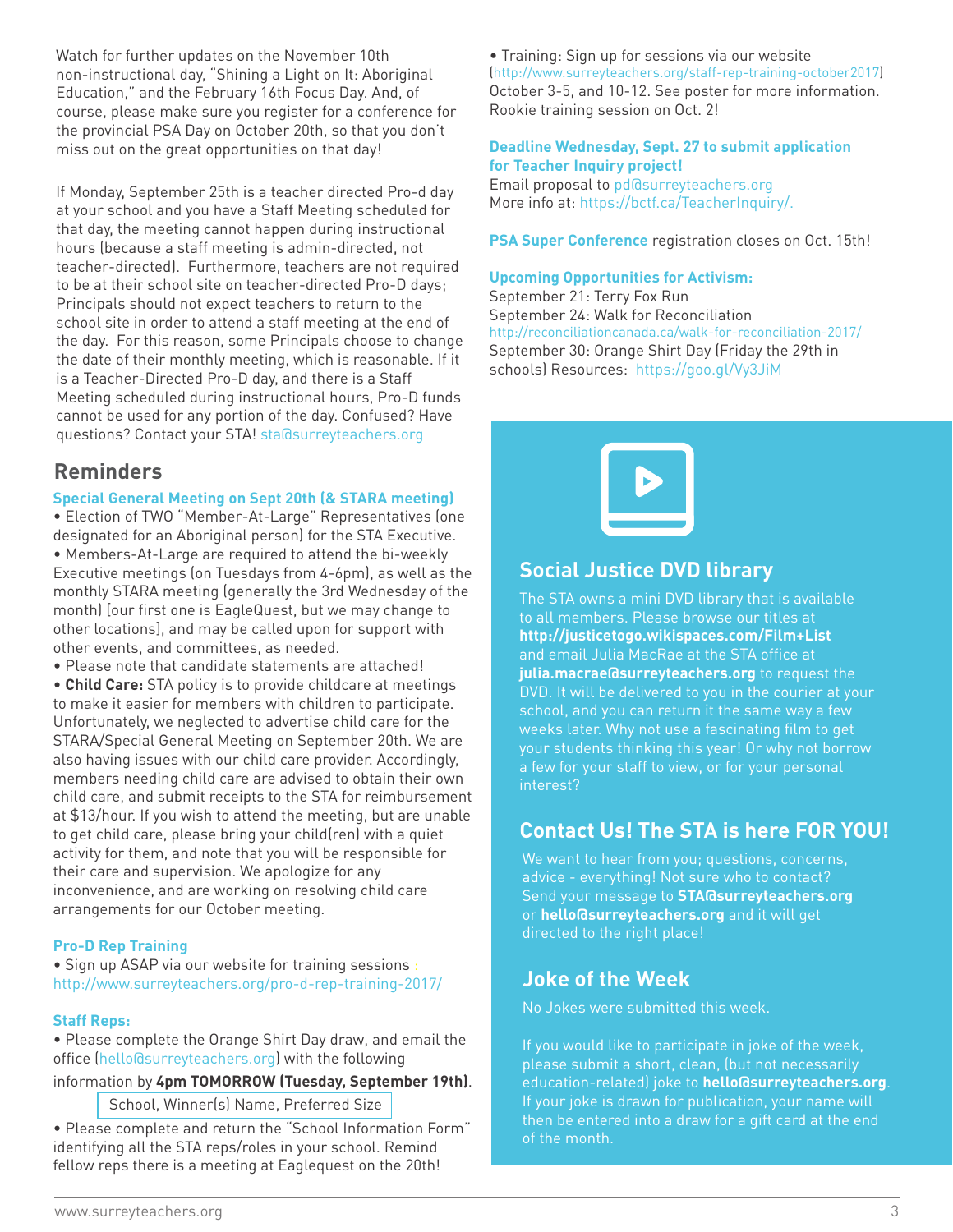Watch for further updates on the November 10th non-instructional day, "Shining a Light on It: Aboriginal Education," and the February 16th Focus Day. And, of course, please make sure you register for a conference for the provincial PSA Day on October 20th, so that you don't miss out on the great opportunities on that day!

If Monday, September 25th is a teacher directed Pro-d day at your school and you have a Staff Meeting scheduled for that day, the meeting cannot happen during instructional hours (because a staff meeting is admin-directed, not teacher-directed). Furthermore, teachers are not required to be at their school site on teacher-directed Pro-D days; Principals should not expect teachers to return to the school site in order to attend a staff meeting at the end of the day. For this reason, some Principals choose to change the date of their monthly meeting, which is reasonable. If it is a Teacher-Directed Pro-D day, and there is a Staff Meeting scheduled during instructional hours, Pro-D funds cannot be used for any portion of the day. Confused? Have questions? Contact your STA! sta@surreyteachers.org

## Reminders

**Special General Meeting on Sept 20th (& STARA meeting)**

- Election of TWO "Member-At-Large" Representatives (one designated for an Aboriginal person) for the STA Executive.
- Members-At-Large are required to attend the bi-weekly Executive meetings (on Tuesdays from 4-6pm), as well as the monthly STARA meeting (generally the 3rd Wednesday of the month) [our first one is EagleQuest, but we may change to other locations], and may be called upon for support with other events, and committees, as needed.
- Please note that candidate statements are attached!
- **Child Care:** STA policy is to provide childcare at meetings to make it easier for members with children to participate. Unfortunately, we neglected to advertise child care for the STARA/Special General Meeting on September 20th. We are also having issues with our child care provider. Accordingly, members needing child care are advised to obtain their own child care, and submit receipts to the STA for reimbursement at $13/hour. If you wish to attend the meeting, but are unable to get child care, please bring your child(ren) with a quiet activity for them, and note that you will be responsible for their care and supervision. We apologize for any inconvenience, and are working on resolving child care arrangements for our October meeting.

**Pro-D Rep Training**

- Sign up ASAP via our website for training sessions : http://www.surreyteachers.org/pro-d-rep-training-2017/

**Staff Reps:**

- Please complete the Orange Shirt Day draw, and email the office (hello@surreyteachers.org) with the following information by **4pm TOMORROW (Tuesday, September 19th)**.

  School, Winner(s) Name, Preferred Size

- Please complete and return the "School Information Form" identifying all the STA reps/roles in your school. Remind fellow reps there is a meeting at Eaglequest on the 20th!
- Training: Sign up for sessions via our website (http://www.surreyteachers.org/staff-rep-training-october2017) October 3-5, and 10-12. See poster for more information. Rookie training session on Oct. 2!

**Deadline Wednesday, Sept. 27 to submit application for Teacher Inquiry project!**

Email proposal to pd@surreyteachers.org
More info at: https://bctf.ca/TeacherInquiry/.

**PSA Super Conference** registration closes on Oct. 15th!

**Upcoming Opportunities for Activism:**

September 21: Terry Fox Run
September 24: Walk for Reconciliation http://reconciliationcanada.ca/walk-for-reconciliation-2017/
September 30: Orange Shirt Day (Friday the 29th in schools) Resources: https://goo.gl/Vy3JiM

## Social Justice DVD library

The STA owns a mini DVD library that is available to all members. Please browse our titles at **http://justicetogo.wikispaces.com/Film+List** and email Julia MacRae at the STA office at **julia.macrae@surreyteachers.org** to request the DVD. It will be delivered to you in the courier at your school, and you can return it the same way a few weeks later. Why not use a fascinating film to get your students thinking this year! Or why not borrow a few for your staff to view, or for your personal interest?

## Contact Us! The STA is here FOR YOU!

We want to hear from you; questions, concerns, advice - everything! Not sure who to contact? Send your message to **STA@surreyteachers.org** or **hello@surreyteachers.org** and it will get directed to the right place!

## Joke of the Week

No Jokes were submitted this week.

If you would like to participate in joke of the week, please submit a short, clean, (but not necessarily education-related) joke to **hello@surreyteachers.org**. If your joke is drawn for publication, your name will then be entered into a draw for a gift card at the end of the month.